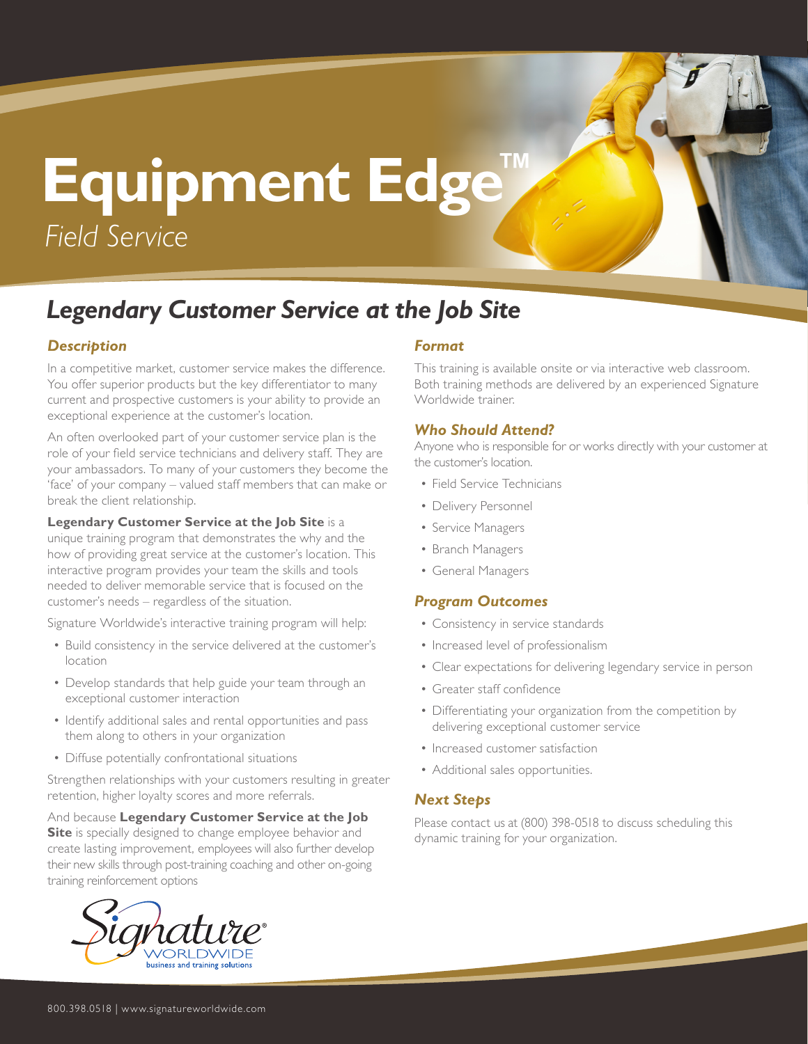# Equipment Edge™

*Field Service*

## *Legendary Customer Service at the Job Site*

### *Description*

In a competitive market, customer service makes the difference. You offer superior products but the key differentiator to many current and prospective customers is your ability to provide an exceptional experience at the customer's location.

An often overlooked part of your customer service plan is the role of your field service technicians and delivery staff. They are your ambassadors. To many of your customers they become the 'face' of your company – valued staff members that can make or break the client relationship.

**Legendary Customer Service at the Job Site** is a unique training program that demonstrates the why and the how of providing great service at the customer's location. This interactive program provides your team the skills and tools needed to deliver memorable service that is focused on the customer's needs – regardless of the situation.

Signature Worldwide's interactive training program will help:

- Build consistency in the service delivered at the customer's location
- Develop standards that help guide your team through an exceptional customer interaction
- Identify additional sales and rental opportunities and pass them along to others in your organization
- Diffuse potentially confrontational situations

Strengthen relationships with your customers resulting in greater retention, higher loyalty scores and more referrals.

And because **Legendary Customer Service at the Job Site** is specially designed to change employee behavior and create lasting improvement, employees will also further develop their new skills through post-training coaching and other on-going training reinforcement options

### *Format*

This training is available onsite or via interactive web classroom. Both training methods are delivered by an experienced Signature Worldwide trainer.

### *Who Should Attend?*

Anyone who is responsible for or works directly with your customer at the customer's location.

- Field Service Technicians
- Delivery Personnel
- Service Managers
- Branch Managers
- General Managers

### *Program Outcomes*

- Consistency in service standards
- Increased level of professionalism
- Clear expectations for delivering legendary service in person
- Greater staff confidence
- Differentiating your organization from the competition by delivering exceptional customer service
- Increased customer satisfaction
- Additional sales opportunities.

### *Next Steps*

Please contact us at (800) 398-0518 to discuss scheduling this dynamic training for your organization.

Signature® WORLDWIDE business and training solutions

800.398.0518 | www.signatureworldwide.com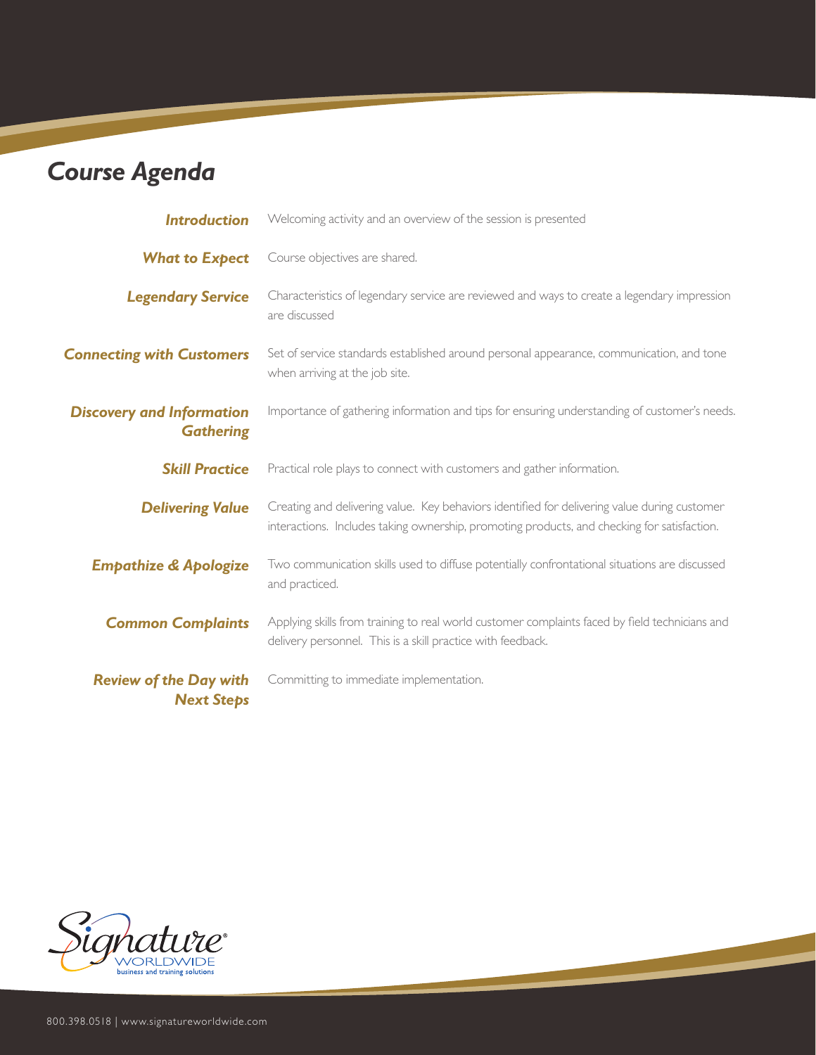# Course Agenda

| | |
|---|---|
| ***Introduction*** | Welcoming activity and an overview of the session is presented |
| ***What to Expect*** | Course objectives are shared. |
| ***Legendary Service*** | Characteristics of legendary service are reviewed and ways to create a legendary impression are discussed |
| ***Connecting with Customers*** | Set of service standards established around personal appearance, communication, and tone when arriving at the job site. |
| ***Discovery and Information Gathering*** | Importance of gathering information and tips for ensuring understanding of customer's needs. |
| ***Skill Practice*** | Practical role plays to connect with customers and gather information. |
| ***Delivering Value*** | Creating and delivering value. Key behaviors identified for delivering value during customer interactions. Includes taking ownership, promoting products, and checking for satisfaction. |
| ***Empathize & Apologize*** | Two communication skills used to diffuse potentially confrontational situations are discussed and practiced. |
| ***Common Complaints*** | Applying skills from training to real world customer complaints faced by field technicians and delivery personnel. This is a skill practice with feedback. |
| ***Review of the Day with Next Steps*** | Committing to immediate implementation. |

Signature® WORLDWIDE
business and training solutions

800.398.0518 | www.signatureworldwide.com